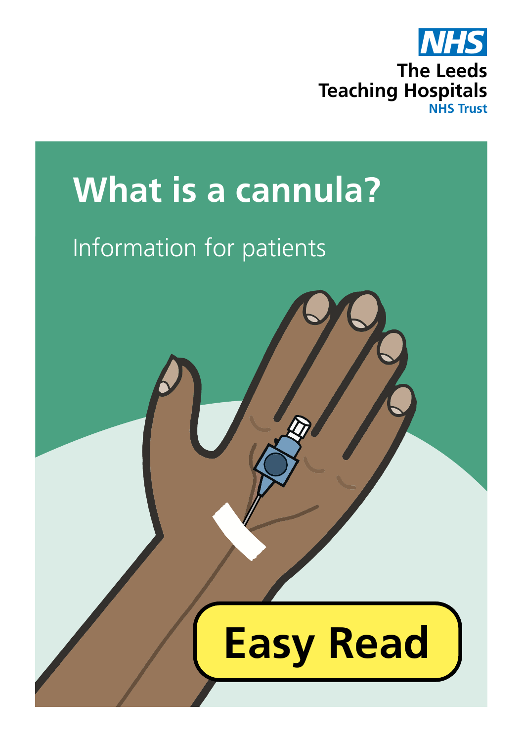NHS
The Leeds Teaching Hospitals
NHS Trust

# What is a cannula?

Information for patients

**Easy Read**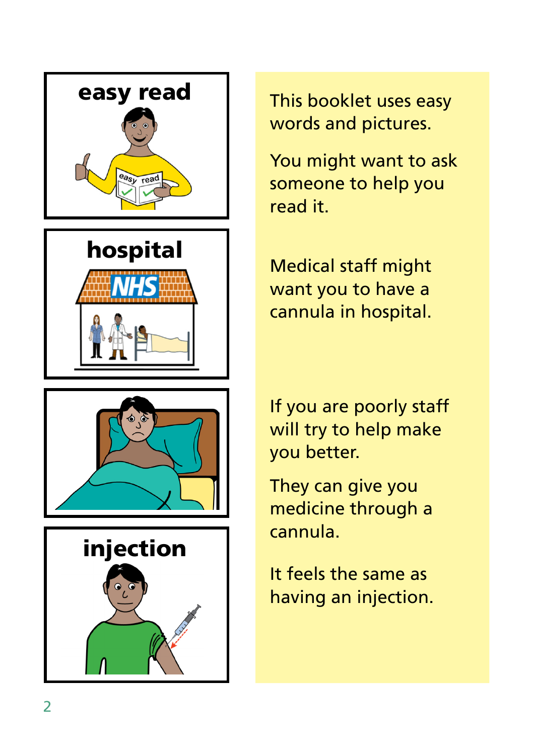This booklet uses easy words and pictures.

You might want to ask someone to help you read it.

Medical staff might want you to have a cannula in hospital.

If you are poorly staff will try to help make you better.

They can give you medicine through a cannula.

It feels the same as having an injection.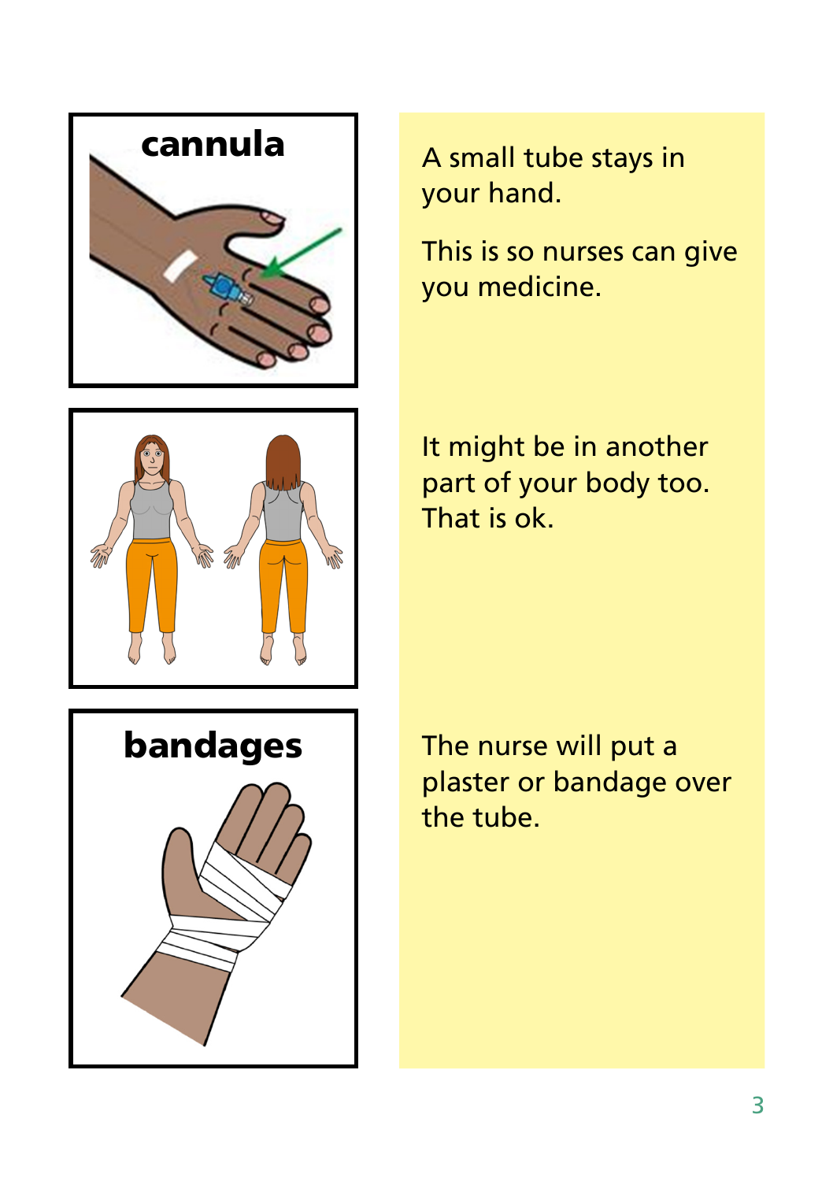**cannula**

A small tube stays in your hand.

This is so nurses can give you medicine.

It might be in another part of your body too. That is ok.

**bandages**

The nurse will put a plaster or bandage over the tube.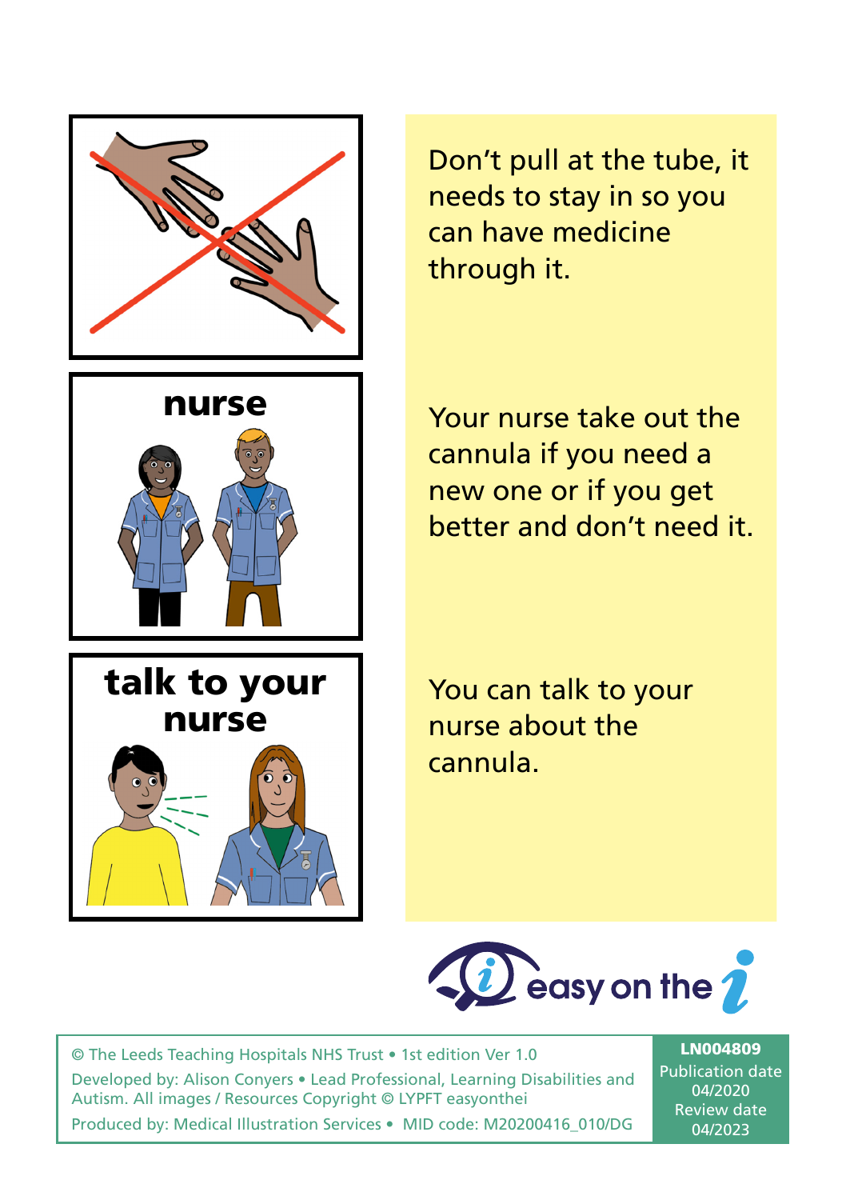nurse

talk to your nurse

Don't pull at the tube, it needs to stay in so you can have medicine through it.

Your nurse take out the cannula if you need a new one or if you get better and don't need it.

You can talk to your nurse about the cannula.

easy on the i

© The Leeds Teaching Hospitals NHS Trust • 1st edition Ver 1.0

Developed by: Alison Conyers • Lead Professional, Learning Disabilities and Autism. All images / Resources Copyright © LYPFT easyonthei

Produced by: Medical Illustration Services • MID code: M20200416_010/DG

**LN004809**
Publication date 04/2020
Review date 04/2023